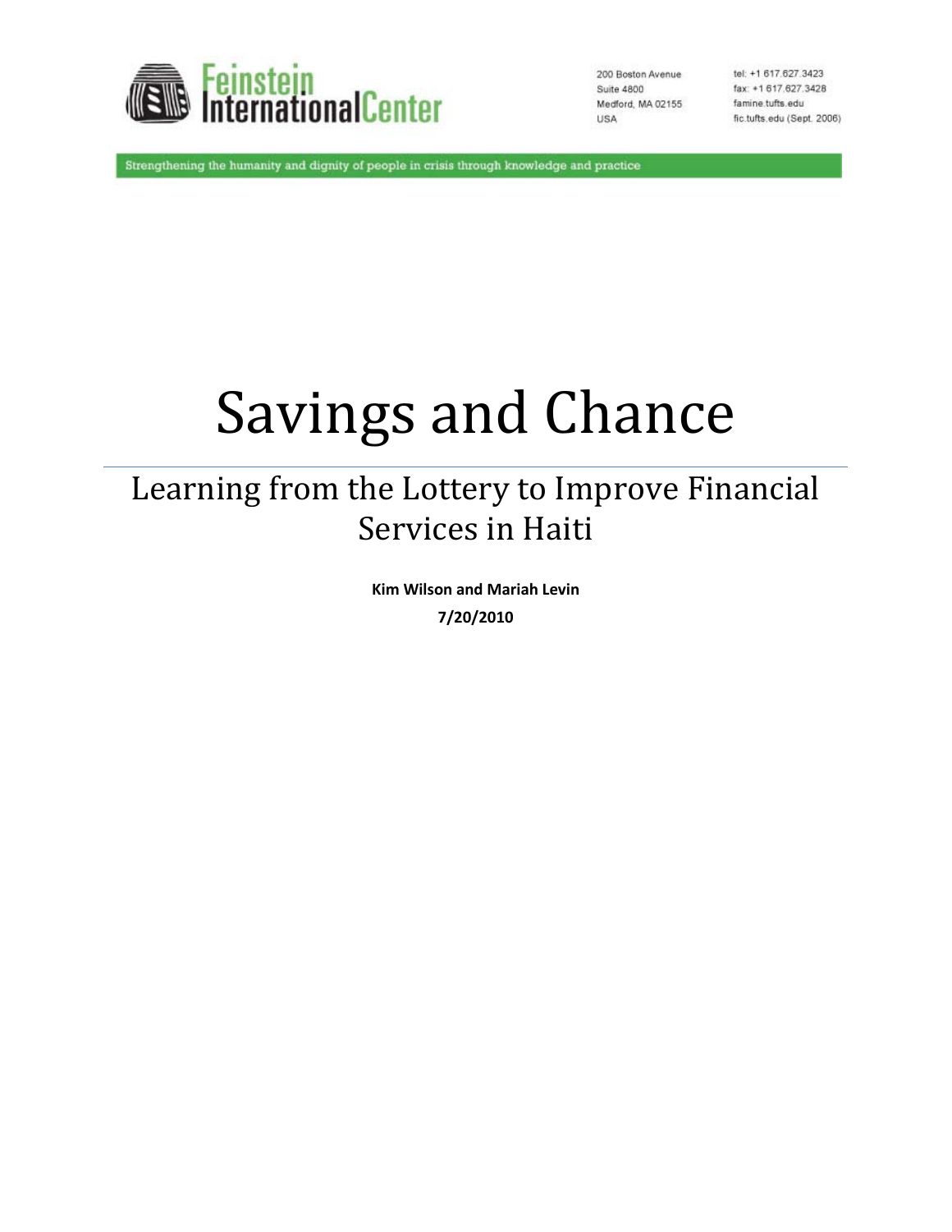Feinstein International Center

200 Boston Avenue
Suite 4800
Medford, MA 02155
USA

tel: +1 617.627.3423
fax: +1 617.627.3428
famine.tufts.edu
fic.tufts.edu (Sept. 2006)

Strengthening the humanity and dignity of people in crisis through knowledge and practice

# Savings and Chance

## Learning from the Lottery to Improve Financial Services in Haiti

**Kim Wilson and Mariah Levin**

**7/20/2010**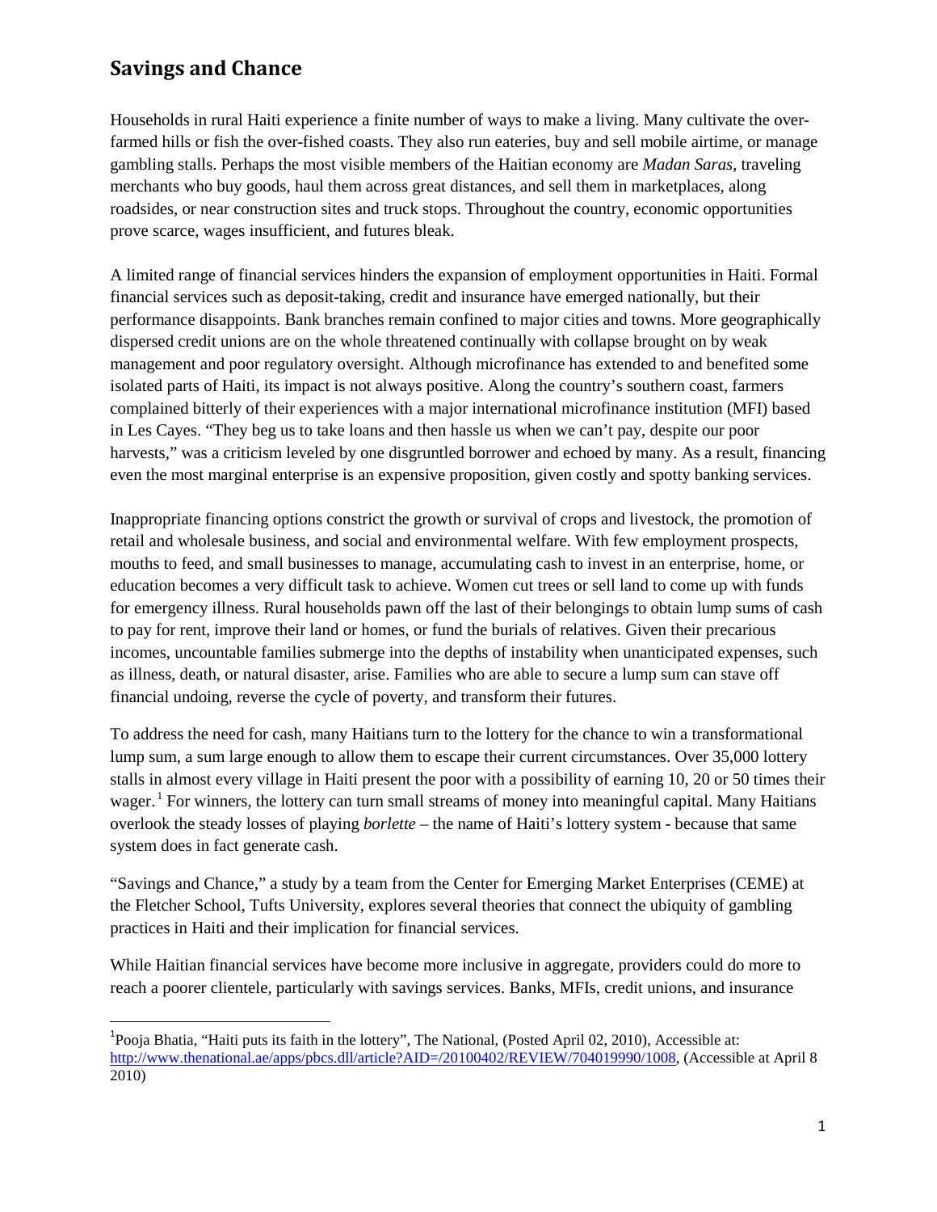## Savings and Chance

Households in rural Haiti experience a finite number of ways to make a living. Many cultivate the over-farmed hills or fish the over-fished coasts. They also run eateries, buy and sell mobile airtime, or manage gambling stalls. Perhaps the most visible members of the Haitian economy are *Madan Saras*, traveling merchants who buy goods, haul them across great distances, and sell them in marketplaces, along roadsides, or near construction sites and truck stops. Throughout the country, economic opportunities prove scarce, wages insufficient, and futures bleak.

A limited range of financial services hinders the expansion of employment opportunities in Haiti. Formal financial services such as deposit-taking, credit and insurance have emerged nationally, but their performance disappoints. Bank branches remain confined to major cities and towns. More geographically dispersed credit unions are on the whole threatened continually with collapse brought on by weak management and poor regulatory oversight. Although microfinance has extended to and benefited some isolated parts of Haiti, its impact is not always positive. Along the country's southern coast, farmers complained bitterly of their experiences with a major international microfinance institution (MFI) based in Les Cayes. "They beg us to take loans and then hassle us when we can't pay, despite our poor harvests," was a criticism leveled by one disgruntled borrower and echoed by many. As a result, financing even the most marginal enterprise is an expensive proposition, given costly and spotty banking services.

Inappropriate financing options constrict the growth or survival of crops and livestock, the promotion of retail and wholesale business, and social and environmental welfare. With few employment prospects, mouths to feed, and small businesses to manage, accumulating cash to invest in an enterprise, home, or education becomes a very difficult task to achieve. Women cut trees or sell land to come up with funds for emergency illness. Rural households pawn off the last of their belongings to obtain lump sums of cash to pay for rent, improve their land or homes, or fund the burials of relatives. Given their precarious incomes, uncountable families submerge into the depths of instability when unanticipated expenses, such as illness, death, or natural disaster, arise. Families who are able to secure a lump sum can stave off financial undoing, reverse the cycle of poverty, and transform their futures.

To address the need for cash, many Haitians turn to the lottery for the chance to win a transformational lump sum, a sum large enough to allow them to escape their current circumstances. Over 35,000 lottery stalls in almost every village in Haiti present the poor with a possibility of earning 10, 20 or 50 times their wager.[1] For winners, the lottery can turn small streams of money into meaningful capital. Many Haitians overlook the steady losses of playing *borlette* – the name of Haiti's lottery system - because that same system does in fact generate cash.

"Savings and Chance," a study by a team from the Center for Emerging Market Enterprises (CEME) at the Fletcher School, Tufts University, explores several theories that connect the ubiquity of gambling practices in Haiti and their implication for financial services.

While Haitian financial services have become more inclusive in aggregate, providers could do more to reach a poorer clientele, particularly with savings services. Banks, MFIs, credit unions, and insurance

[1] Pooja Bhatia, "Haiti puts its faith in the lottery", The National, (Posted April 02, 2010), Accessible at: http://www.thenational.ae/apps/pbcs.dll/article?AID=/20100402/REVIEW/704019990/1008, (Accessible at April 8 2010)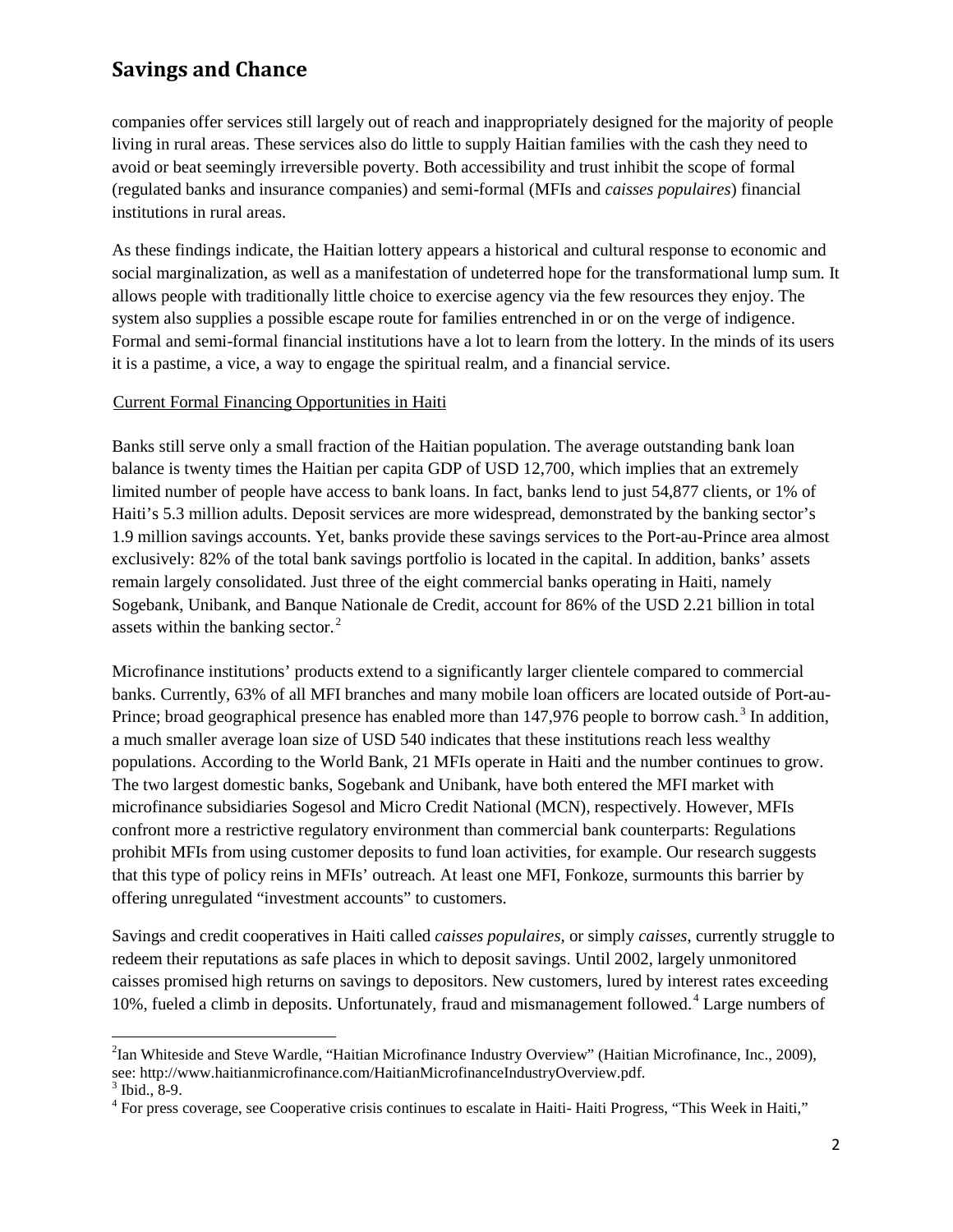companies offer services still largely out of reach and inappropriately designed for the majority of people living in rural areas. These services also do little to supply Haitian families with the cash they need to avoid or beat seemingly irreversible poverty. Both accessibility and trust inhibit the scope of formal (regulated banks and insurance companies) and semi-formal (MFIs and *caisses populaires*) financial institutions in rural areas.

As these findings indicate, the Haitian lottery appears a historical and cultural response to economic and social marginalization, as well as a manifestation of undeterred hope for the transformational lump sum. It allows people with traditionally little choice to exercise agency via the few resources they enjoy. The system also supplies a possible escape route for families entrenched in or on the verge of indigence. Formal and semi-formal financial institutions have a lot to learn from the lottery. In the minds of its users it is a pastime, a vice, a way to engage the spiritual realm, and a financial service.

Current Formal Financing Opportunities in Haiti

Banks still serve only a small fraction of the Haitian population. The average outstanding bank loan balance is twenty times the Haitian per capita GDP of USD 12,700, which implies that an extremely limited number of people have access to bank loans. In fact, banks lend to just 54,877 clients, or 1% of Haiti's 5.3 million adults. Deposit services are more widespread, demonstrated by the banking sector's 1.9 million savings accounts. Yet, banks provide these savings services to the Port-au-Prince area almost exclusively: 82% of the total bank savings portfolio is located in the capital. In addition, banks' assets remain largely consolidated. Just three of the eight commercial banks operating in Haiti, namely Sogebank, Unibank, and Banque Nationale de Credit, account for 86% of the USD 2.21 billion in total assets within the banking sector.[2]

Microfinance institutions' products extend to a significantly larger clientele compared to commercial banks. Currently, 63% of all MFI branches and many mobile loan officers are located outside of Port-au-Prince; broad geographical presence has enabled more than 147,976 people to borrow cash.[3] In addition, a much smaller average loan size of USD 540 indicates that these institutions reach less wealthy populations. According to the World Bank, 21 MFIs operate in Haiti and the number continues to grow. The two largest domestic banks, Sogebank and Unibank, have both entered the MFI market with microfinance subsidiaries Sogesol and Micro Credit National (MCN), respectively. However, MFIs confront more a restrictive regulatory environment than commercial bank counterparts: Regulations prohibit MFIs from using customer deposits to fund loan activities, for example. Our research suggests that this type of policy reins in MFIs' outreach. At least one MFI, Fonkoze, surmounts this barrier by offering unregulated "investment accounts" to customers.

Savings and credit cooperatives in Haiti called *caisses populaires*, or simply *caisses*, currently struggle to redeem their reputations as safe places in which to deposit savings. Until 2002, largely unmonitored caisses promised high returns on savings to depositors. New customers, lured by interest rates exceeding 10%, fueled a climb in deposits. Unfortunately, fraud and mismanagement followed.[4] Large numbers of

---

[2] Ian Whiteside and Steve Wardle, "Haitian Microfinance Industry Overview" (Haitian Microfinance, Inc., 2009), see: http://www.haitianmicrofinance.com/HaitianMicrofinanceIndustryOverview.pdf.

[3] Ibid., 8-9.

[4] For press coverage, see Cooperative crisis continues to escalate in Haiti- Haiti Progress, "This Week in Haiti,"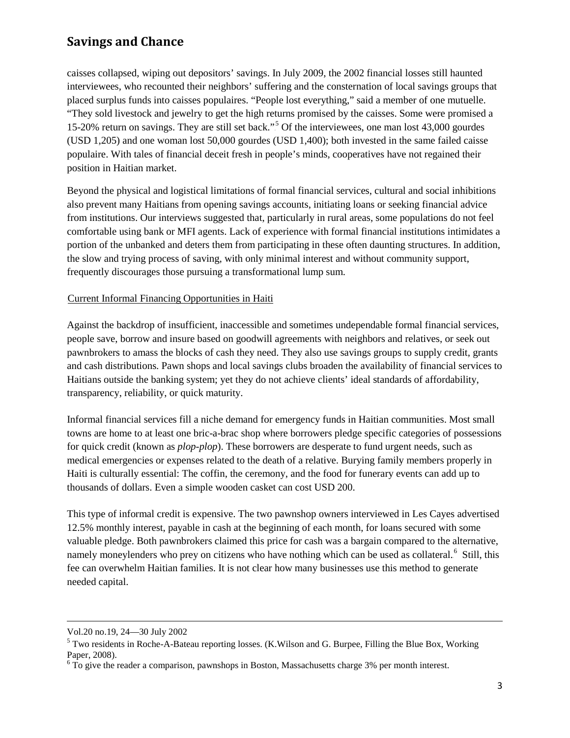caisses collapsed, wiping out depositors' savings. In July 2009, the 2002 financial losses still haunted interviewees, who recounted their neighbors' suffering and the consternation of local savings groups that placed surplus funds into caisses populaires. "People lost everything," said a member of one mutuelle. "They sold livestock and jewelry to get the high returns promised by the caisses. Some were promised a 15-20% return on savings. They are still set back."[5] Of the interviewees, one man lost 43,000 gourdes (USD 1,205) and one woman lost 50,000 gourdes (USD 1,400); both invested in the same failed caisse populaire. With tales of financial deceit fresh in people's minds, cooperatives have not regained their position in Haitian market.

Beyond the physical and logistical limitations of formal financial services, cultural and social inhibitions also prevent many Haitians from opening savings accounts, initiating loans or seeking financial advice from institutions. Our interviews suggested that, particularly in rural areas, some populations do not feel comfortable using bank or MFI agents. Lack of experience with formal financial institutions intimidates a portion of the unbanked and deters them from participating in these often daunting structures. In addition, the slow and trying process of saving, with only minimal interest and without community support, frequently discourages those pursuing a transformational lump sum.

## Current Informal Financing Opportunities in Haiti

Against the backdrop of insufficient, inaccessible and sometimes undependable formal financial services, people save, borrow and insure based on goodwill agreements with neighbors and relatives, or seek out pawnbrokers to amass the blocks of cash they need. They also use savings groups to supply credit, grants and cash distributions. Pawn shops and local savings clubs broaden the availability of financial services to Haitians outside the banking system; yet they do not achieve clients' ideal standards of affordability, transparency, reliability, or quick maturity.

Informal financial services fill a niche demand for emergency funds in Haitian communities. Most small towns are home to at least one bric-a-brac shop where borrowers pledge specific categories of possessions for quick credit (known as *plop-plop*). These borrowers are desperate to fund urgent needs, such as medical emergencies or expenses related to the death of a relative. Burying family members properly in Haiti is culturally essential: The coffin, the ceremony, and the food for funerary events can add up to thousands of dollars. Even a simple wooden casket can cost USD 200.

This type of informal credit is expensive. The two pawnshop owners interviewed in Les Cayes advertised 12.5% monthly interest, payable in cash at the beginning of each month, for loans secured with some valuable pledge. Both pawnbrokers claimed this price for cash was a bargain compared to the alternative, namely moneylenders who prey on citizens who have nothing which can be used as collateral.[6] Still, this fee can overwhelm Haitian families. It is not clear how many businesses use this method to generate needed capital.

---

Vol.20 no.19, 24—30 July 2002

[5] Two residents in Roche-A-Bateau reporting losses. (K.Wilson and G. Burpee, Filling the Blue Box, Working Paper, 2008).

[6] To give the reader a comparison, pawnshops in Boston, Massachusetts charge 3% per month interest.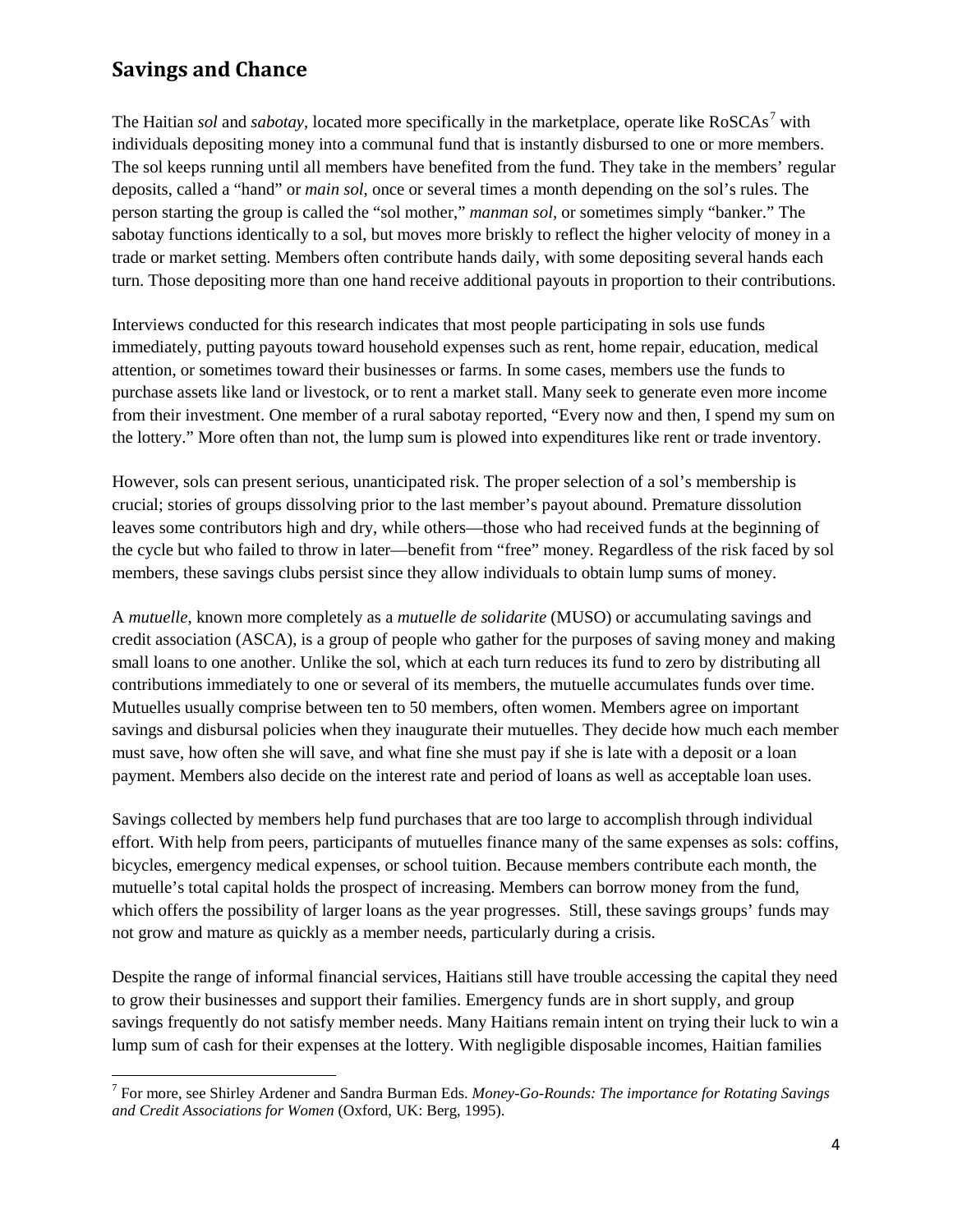## Savings and Chance

The Haitian *sol* and *sabotay*, located more specifically in the marketplace, operate like RoSCAs[7] with individuals depositing money into a communal fund that is instantly disbursed to one or more members. The sol keeps running until all members have benefited from the fund. They take in the members' regular deposits, called a "hand" or *main sol*, once or several times a month depending on the sol's rules. The person starting the group is called the "sol mother," *manman sol*, or sometimes simply "banker." The sabotay functions identically to a sol, but moves more briskly to reflect the higher velocity of money in a trade or market setting. Members often contribute hands daily, with some depositing several hands each turn. Those depositing more than one hand receive additional payouts in proportion to their contributions.

Interviews conducted for this research indicates that most people participating in sols use funds immediately, putting payouts toward household expenses such as rent, home repair, education, medical attention, or sometimes toward their businesses or farms. In some cases, members use the funds to purchase assets like land or livestock, or to rent a market stall. Many seek to generate even more income from their investment. One member of a rural sabotay reported, "Every now and then, I spend my sum on the lottery." More often than not, the lump sum is plowed into expenditures like rent or trade inventory.

However, sols can present serious, unanticipated risk. The proper selection of a sol's membership is crucial; stories of groups dissolving prior to the last member's payout abound. Premature dissolution leaves some contributors high and dry, while others—those who had received funds at the beginning of the cycle but who failed to throw in later—benefit from "free" money. Regardless of the risk faced by sol members, these savings clubs persist since they allow individuals to obtain lump sums of money.

A *mutuelle*, known more completely as a *mutuelle de solidarite* (MUSO) or accumulating savings and credit association (ASCA), is a group of people who gather for the purposes of saving money and making small loans to one another. Unlike the sol, which at each turn reduces its fund to zero by distributing all contributions immediately to one or several of its members, the mutuelle accumulates funds over time. Mutuelles usually comprise between ten to 50 members, often women. Members agree on important savings and disbursal policies when they inaugurate their mutuelles. They decide how much each member must save, how often she will save, and what fine she must pay if she is late with a deposit or a loan payment. Members also decide on the interest rate and period of loans as well as acceptable loan uses.

Savings collected by members help fund purchases that are too large to accomplish through individual effort. With help from peers, participants of mutuelles finance many of the same expenses as sols: coffins, bicycles, emergency medical expenses, or school tuition. Because members contribute each month, the mutuelle's total capital holds the prospect of increasing. Members can borrow money from the fund, which offers the possibility of larger loans as the year progresses. Still, these savings groups' funds may not grow and mature as quickly as a member needs, particularly during a crisis.

Despite the range of informal financial services, Haitians still have trouble accessing the capital they need to grow their businesses and support their families. Emergency funds are in short supply, and group savings frequently do not satisfy member needs. Many Haitians remain intent on trying their luck to win a lump sum of cash for their expenses at the lottery. With negligible disposable incomes, Haitian families

---

[7] For more, see Shirley Ardener and Sandra Burman Eds. *Money-Go-Rounds: The importance for Rotating Savings and Credit Associations for Women* (Oxford, UK: Berg, 1995).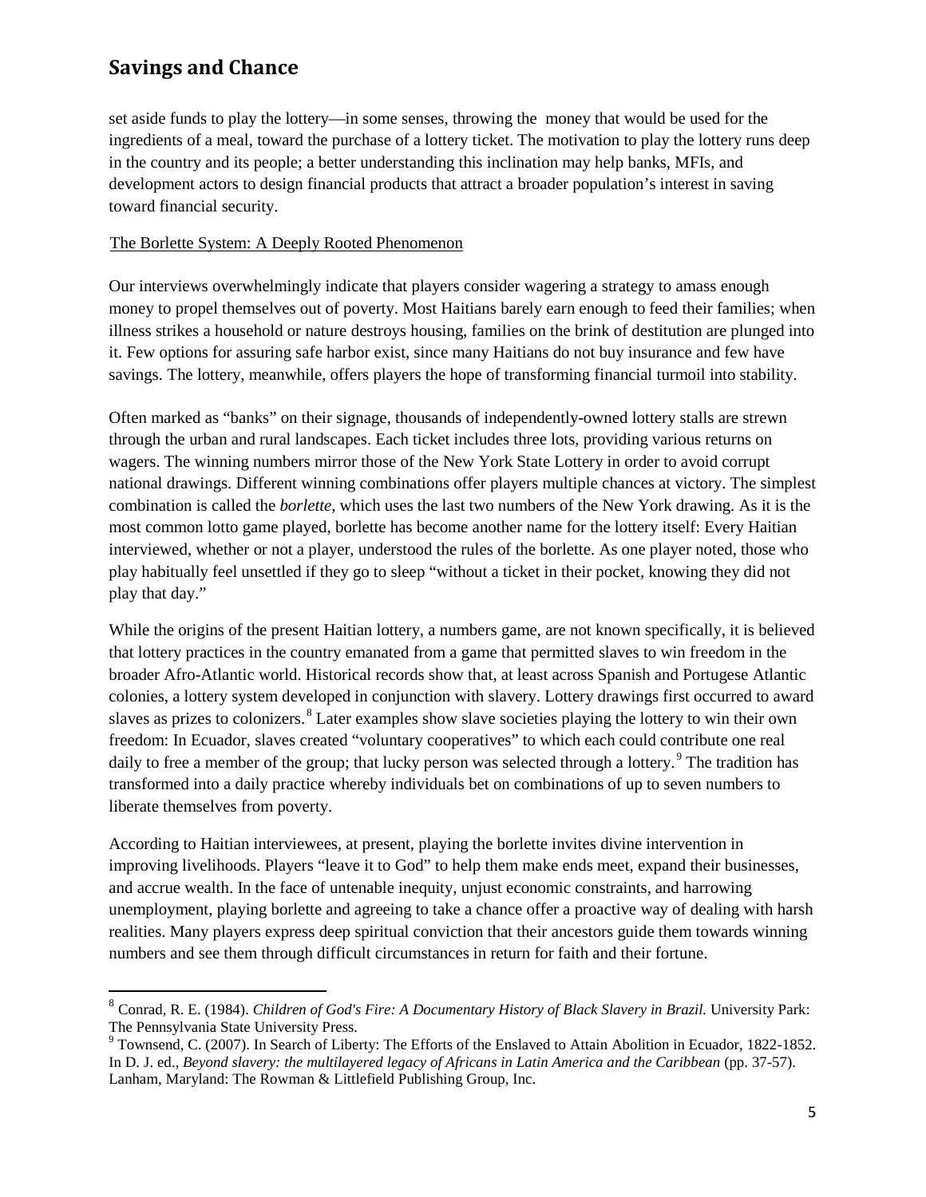set aside funds to play the lottery—in some senses, throwing the money that would be used for the ingredients of a meal, toward the purchase of a lottery ticket. The motivation to play the lottery runs deep in the country and its people; a better understanding this inclination may help banks, MFIs, and development actors to design financial products that attract a broader population's interest in saving toward financial security.

The Borlette System: A Deeply Rooted Phenomenon

Our interviews overwhelmingly indicate that players consider wagering a strategy to amass enough money to propel themselves out of poverty. Most Haitians barely earn enough to feed their families; when illness strikes a household or nature destroys housing, families on the brink of destitution are plunged into it. Few options for assuring safe harbor exist, since many Haitians do not buy insurance and few have savings. The lottery, meanwhile, offers players the hope of transforming financial turmoil into stability.

Often marked as "banks" on their signage, thousands of independently-owned lottery stalls are strewn through the urban and rural landscapes. Each ticket includes three lots, providing various returns on wagers. The winning numbers mirror those of the New York State Lottery in order to avoid corrupt national drawings. Different winning combinations offer players multiple chances at victory. The simplest combination is called the *borlette*, which uses the last two numbers of the New York drawing. As it is the most common lotto game played, borlette has become another name for the lottery itself: Every Haitian interviewed, whether or not a player, understood the rules of the borlette. As one player noted, those who play habitually feel unsettled if they go to sleep "without a ticket in their pocket, knowing they did not play that day."

While the origins of the present Haitian lottery, a numbers game, are not known specifically, it is believed that lottery practices in the country emanated from a game that permitted slaves to win freedom in the broader Afro-Atlantic world. Historical records show that, at least across Spanish and Portugese Atlantic colonies, a lottery system developed in conjunction with slavery. Lottery drawings first occurred to award slaves as prizes to colonizers.[8] Later examples show slave societies playing the lottery to win their own freedom: In Ecuador, slaves created "voluntary cooperatives" to which each could contribute one real daily to free a member of the group; that lucky person was selected through a lottery.[9] The tradition has transformed into a daily practice whereby individuals bet on combinations of up to seven numbers to liberate themselves from poverty.

According to Haitian interviewees, at present, playing the borlette invites divine intervention in improving livelihoods. Players "leave it to God" to help them make ends meet, expand their businesses, and accrue wealth. In the face of untenable inequity, unjust economic constraints, and harrowing unemployment, playing borlette and agreeing to take a chance offer a proactive way of dealing with harsh realities. Many players express deep spiritual conviction that their ancestors guide them towards winning numbers and see them through difficult circumstances in return for faith and their fortune.

---

[8] Conrad, R. E. (1984). *Children of God's Fire: A Documentary History of Black Slavery in Brazil.* University Park: The Pennsylvania State University Press.

[9] Townsend, C. (2007). In Search of Liberty: The Efforts of the Enslaved to Attain Abolition in Ecuador, 1822-1852. In D. J. ed., *Beyond slavery: the multilayered legacy of Africans in Latin America and the Caribbean* (pp. 37-57). Lanham, Maryland: The Rowman & Littlefield Publishing Group, Inc.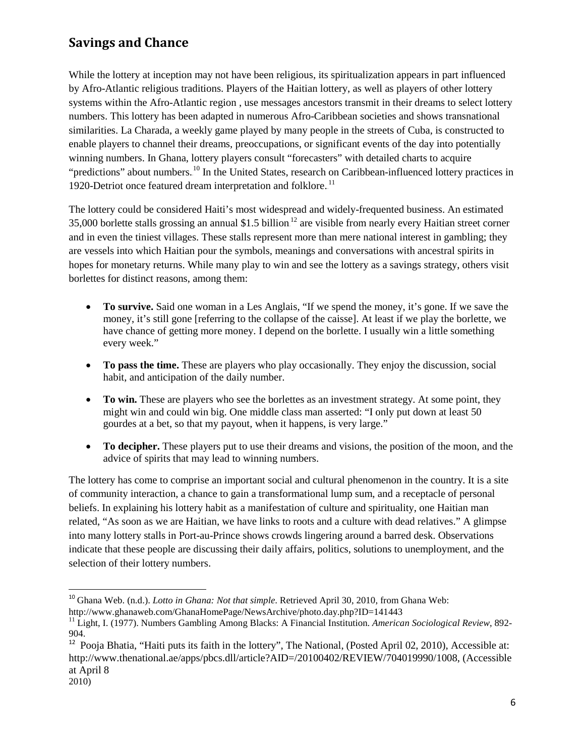## Savings and Chance

While the lottery at inception may not have been religious, its spiritualization appears in part influenced by Afro-Atlantic religious traditions. Players of the Haitian lottery, as well as players of other lottery systems within the Afro-Atlantic region , use messages ancestors transmit in their dreams to select lottery numbers. This lottery has been adapted in numerous Afro-Caribbean societies and shows transnational similarities. La Charada, a weekly game played by many people in the streets of Cuba, is constructed to enable players to channel their dreams, preoccupations, or significant events of the day into potentially winning numbers. In Ghana, lottery players consult "forecasters" with detailed charts to acquire "predictions" about numbers.[10] In the United States, research on Caribbean-influenced lottery practices in 1920-Detriot once featured dream interpretation and folklore.[11]

The lottery could be considered Haiti's most widespread and widely-frequented business. An estimated 35,000 borlette stalls grossing an annual $1.5 billion[12] are visible from nearly every Haitian street corner and in even the tiniest villages. These stalls represent more than mere national interest in gambling; they are vessels into which Haitian pour the symbols, meanings and conversations with ancestral spirits in hopes for monetary returns. While many play to win and see the lottery as a savings strategy, others visit borlettes for distinct reasons, among them:

- **To survive.** Said one woman in a Les Anglais, "If we spend the money, it's gone. If we save the money, it's still gone [referring to the collapse of the caisse]. At least if we play the borlette, we have chance of getting more money. I depend on the borlette. I usually win a little something every week."
- **To pass the time.** These are players who play occasionally. They enjoy the discussion, social habit, and anticipation of the daily number.
- **To win.** These are players who see the borlettes as an investment strategy. At some point, they might win and could win big. One middle class man asserted: "I only put down at least 50 gourdes at a bet, so that my payout, when it happens, is very large."
- **To decipher.** These players put to use their dreams and visions, the position of the moon, and the advice of spirits that may lead to winning numbers.

The lottery has come to comprise an important social and cultural phenomenon in the country. It is a site of community interaction, a chance to gain a transformational lump sum, and a receptacle of personal beliefs. In explaining his lottery habit as a manifestation of culture and spirituality, one Haitian man related, "As soon as we are Haitian, we have links to roots and a culture with dead relatives." A glimpse into many lottery stalls in Port-au-Prince shows crowds lingering around a barred desk. Observations indicate that these people are discussing their daily affairs, politics, solutions to unemployment, and the selection of their lottery numbers.

---

[10] Ghana Web. (n.d.). *Lotto in Ghana: Not that simple*. Retrieved April 30, 2010, from Ghana Web: http://www.ghanaweb.com/GhanaHomePage/NewsArchive/photo.day.php?ID=141443

[11] Light, I. (1977). Numbers Gambling Among Blacks: A Financial Institution. *American Sociological Review*, 892-904.

[12] Pooja Bhatia, "Haiti puts its faith in the lottery", The National, (Posted April 02, 2010), Accessible at: http://www.thenational.ae/apps/pbcs.dll/article?AID=/20100402/REVIEW/704019990/1008, (Accessible at April 8 2010)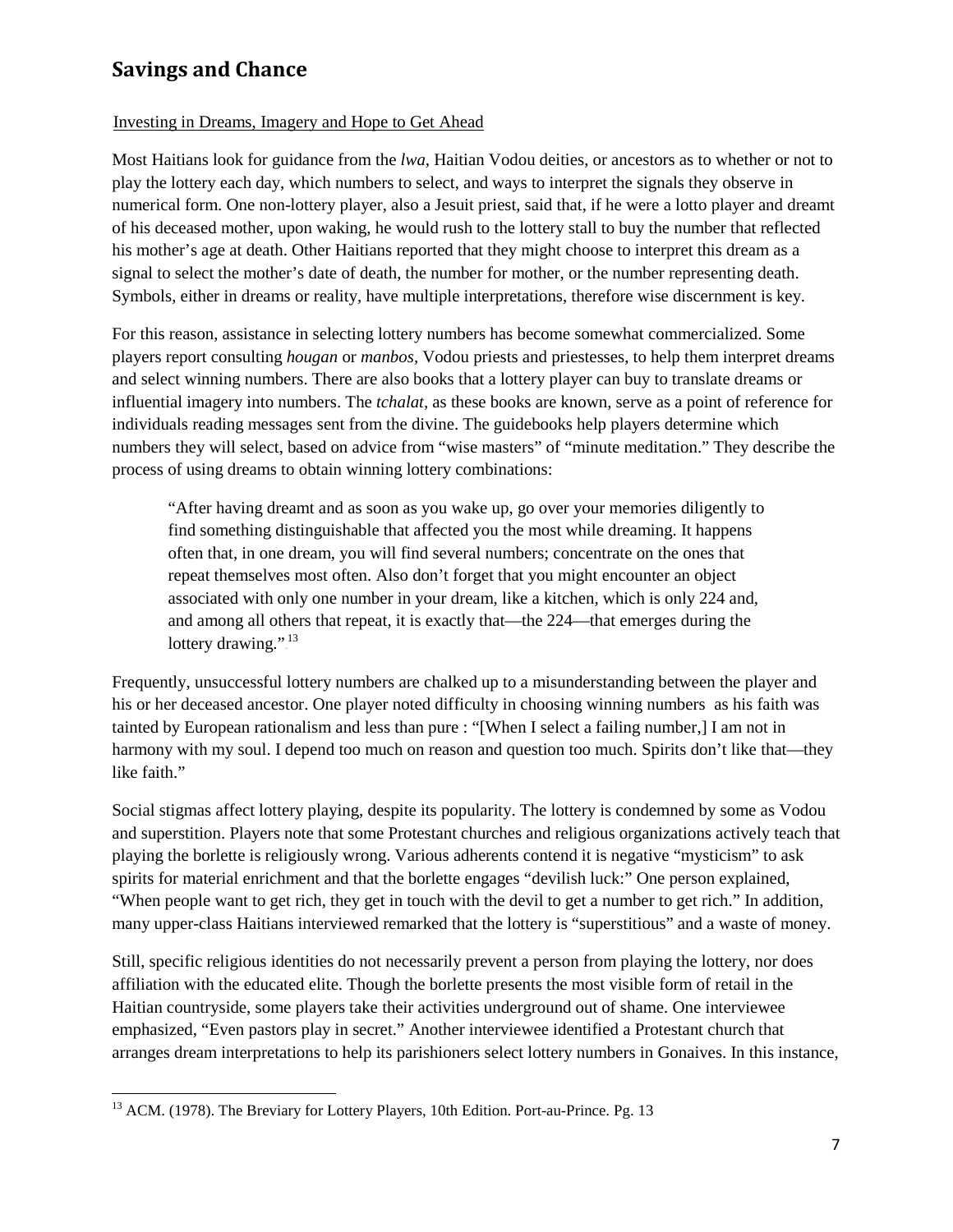## Savings and Chance

Investing in Dreams, Imagery and Hope to Get Ahead

Most Haitians look for guidance from the *lwa*, Haitian Vodou deities, or ancestors as to whether or not to play the lottery each day, which numbers to select, and ways to interpret the signals they observe in numerical form. One non-lottery player, also a Jesuit priest, said that, if he were a lotto player and dreamt of his deceased mother, upon waking, he would rush to the lottery stall to buy the number that reflected his mother's age at death. Other Haitians reported that they might choose to interpret this dream as a signal to select the mother's date of death, the number for mother, or the number representing death. Symbols, either in dreams or reality, have multiple interpretations, therefore wise discernment is key.

For this reason, assistance in selecting lottery numbers has become somewhat commercialized. Some players report consulting *hougan* or *manbos*, Vodou priests and priestesses, to help them interpret dreams and select winning numbers. There are also books that a lottery player can buy to translate dreams or influential imagery into numbers. The *tchalat*, as these books are known, serve as a point of reference for individuals reading messages sent from the divine. The guidebooks help players determine which numbers they will select, based on advice from "wise masters" of "minute meditation." They describe the process of using dreams to obtain winning lottery combinations:

> "After having dreamt and as soon as you wake up, go over your memories diligently to find something distinguishable that affected you the most while dreaming. It happens often that, in one dream, you will find several numbers; concentrate on the ones that repeat themselves most often. Also don't forget that you might encounter an object associated with only one number in your dream, like a kitchen, which is only 224 and, and among all others that repeat, it is exactly that—the 224—that emerges during the lottery drawing."[13]

Frequently, unsuccessful lottery numbers are chalked up to a misunderstanding between the player and his or her deceased ancestor. One player noted difficulty in choosing winning numbers as his faith was tainted by European rationalism and less than pure : "[When I select a failing number,] I am not in harmony with my soul. I depend too much on reason and question too much. Spirits don't like that—they like faith."

Social stigmas affect lottery playing, despite its popularity. The lottery is condemned by some as Vodou and superstition. Players note that some Protestant churches and religious organizations actively teach that playing the borlette is religiously wrong. Various adherents contend it is negative "mysticism" to ask spirits for material enrichment and that the borlette engages "devilish luck:" One person explained, "When people want to get rich, they get in touch with the devil to get a number to get rich." In addition, many upper-class Haitians interviewed remarked that the lottery is "superstitious" and a waste of money.

Still, specific religious identities do not necessarily prevent a person from playing the lottery, nor does affiliation with the educated elite. Though the borlette presents the most visible form of retail in the Haitian countryside, some players take their activities underground out of shame. One interviewee emphasized, "Even pastors play in secret." Another interviewee identified a Protestant church that arranges dream interpretations to help its parishioners select lottery numbers in Gonaives. In this instance,

[13] ACM. (1978). The Breviary for Lottery Players, 10th Edition. Port-au-Prince. Pg. 13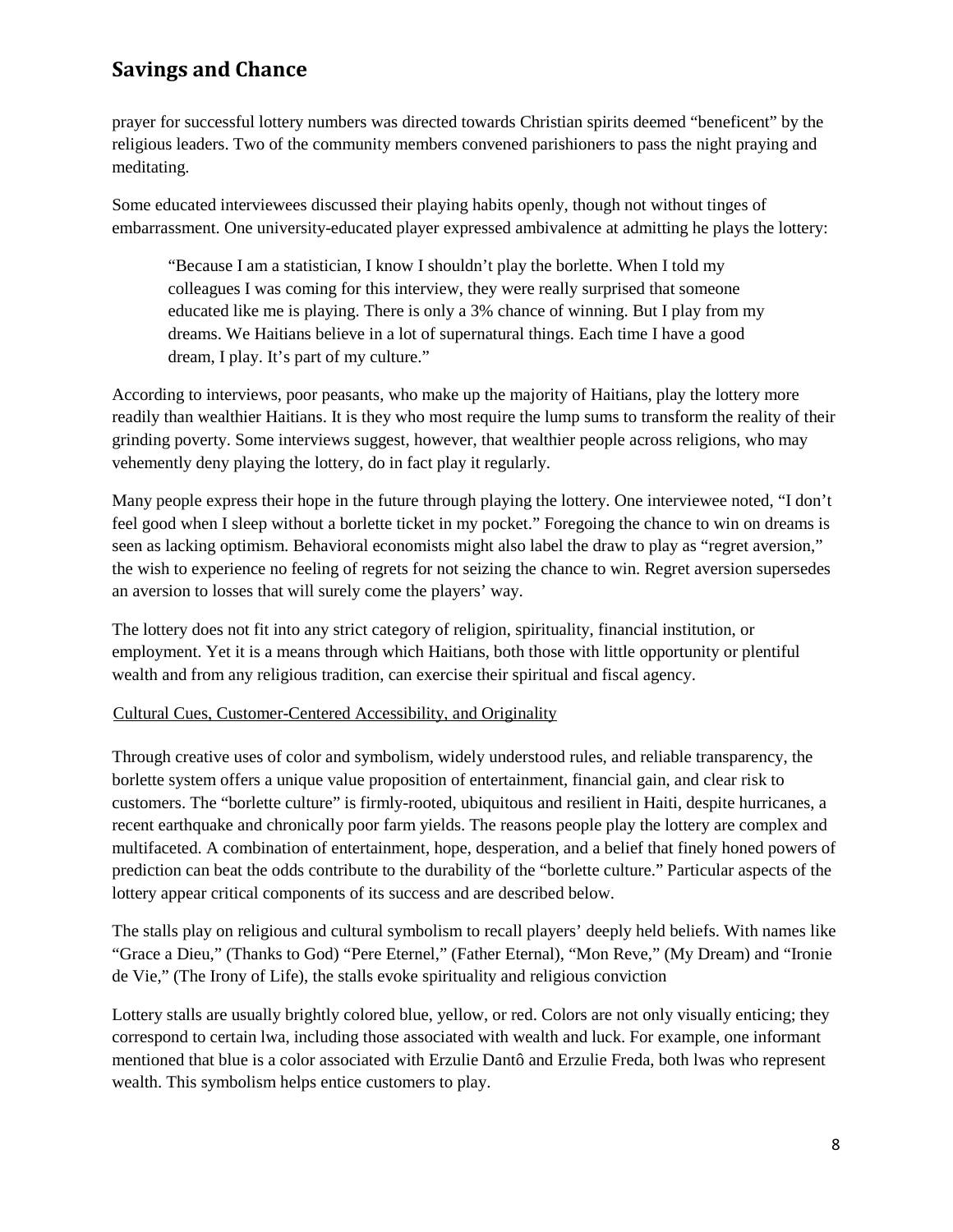prayer for successful lottery numbers was directed towards Christian spirits deemed "beneficent" by the religious leaders. Two of the community members convened parishioners to pass the night praying and meditating.

Some educated interviewees discussed their playing habits openly, though not without tinges of embarrassment. One university-educated player expressed ambivalence at admitting he plays the lottery:

> "Because I am a statistician, I know I shouldn't play the borlette. When I told my colleagues I was coming for this interview, they were really surprised that someone educated like me is playing. There is only a 3% chance of winning. But I play from my dreams. We Haitians believe in a lot of supernatural things. Each time I have a good dream, I play. It's part of my culture."

According to interviews, poor peasants, who make up the majority of Haitians, play the lottery more readily than wealthier Haitians. It is they who most require the lump sums to transform the reality of their grinding poverty. Some interviews suggest, however, that wealthier people across religions, who may vehemently deny playing the lottery, do in fact play it regularly.

Many people express their hope in the future through playing the lottery. One interviewee noted, "I don't feel good when I sleep without a borlette ticket in my pocket." Foregoing the chance to win on dreams is seen as lacking optimism. Behavioral economists might also label the draw to play as "regret aversion," the wish to experience no feeling of regrets for not seizing the chance to win. Regret aversion supersedes an aversion to losses that will surely come the players' way.

The lottery does not fit into any strict category of religion, spirituality, financial institution, or employment. Yet it is a means through which Haitians, both those with little opportunity or plentiful wealth and from any religious tradition, can exercise their spiritual and fiscal agency.

### Cultural Cues, Customer-Centered Accessibility, and Originality

Through creative uses of color and symbolism, widely understood rules, and reliable transparency, the borlette system offers a unique value proposition of entertainment, financial gain, and clear risk to customers. The "borlette culture" is firmly-rooted, ubiquitous and resilient in Haiti, despite hurricanes, a recent earthquake and chronically poor farm yields. The reasons people play the lottery are complex and multifaceted. A combination of entertainment, hope, desperation, and a belief that finely honed powers of prediction can beat the odds contribute to the durability of the "borlette culture." Particular aspects of the lottery appear critical components of its success and are described below.

The stalls play on religious and cultural symbolism to recall players' deeply held beliefs. With names like "Grace a Dieu," (Thanks to God) "Pere Eternel," (Father Eternal), "Mon Reve," (My Dream) and "Ironie de Vie," (The Irony of Life), the stalls evoke spirituality and religious conviction

Lottery stalls are usually brightly colored blue, yellow, or red. Colors are not only visually enticing; they correspond to certain lwa, including those associated with wealth and luck. For example, one informant mentioned that blue is a color associated with Erzulie Dantô and Erzulie Freda, both lwas who represent wealth. This symbolism helps entice customers to play.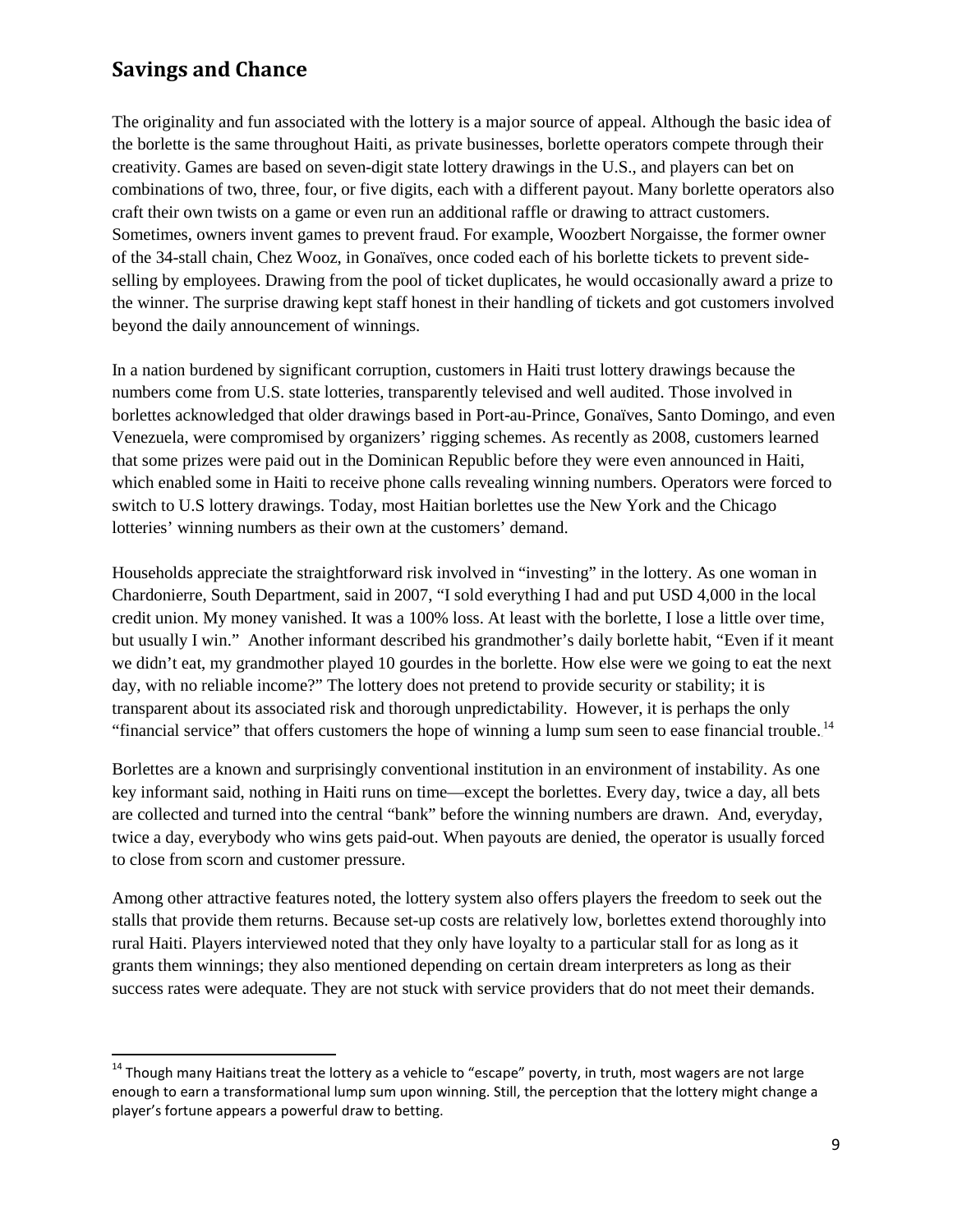## Savings and Chance

The originality and fun associated with the lottery is a major source of appeal. Although the basic idea of the borlette is the same throughout Haiti, as private businesses, borlette operators compete through their creativity. Games are based on seven-digit state lottery drawings in the U.S., and players can bet on combinations of two, three, four, or five digits, each with a different payout. Many borlette operators also craft their own twists on a game or even run an additional raffle or drawing to attract customers. Sometimes, owners invent games to prevent fraud. For example, Woozbert Norgaisse, the former owner of the 34-stall chain, Chez Wooz, in Gonaïves, once coded each of his borlette tickets to prevent side-selling by employees. Drawing from the pool of ticket duplicates, he would occasionally award a prize to the winner. The surprise drawing kept staff honest in their handling of tickets and got customers involved beyond the daily announcement of winnings.

In a nation burdened by significant corruption, customers in Haiti trust lottery drawings because the numbers come from U.S. state lotteries, transparently televised and well audited. Those involved in borlettes acknowledged that older drawings based in Port-au-Prince, Gonaïves, Santo Domingo, and even Venezuela, were compromised by organizers' rigging schemes. As recently as 2008, customers learned that some prizes were paid out in the Dominican Republic before they were even announced in Haiti, which enabled some in Haiti to receive phone calls revealing winning numbers. Operators were forced to switch to U.S lottery drawings. Today, most Haitian borlettes use the New York and the Chicago lotteries' winning numbers as their own at the customers' demand.

Households appreciate the straightforward risk involved in "investing" in the lottery. As one woman in Chardonierre, South Department, said in 2007, "I sold everything I had and put USD 4,000 in the local credit union. My money vanished. It was a 100% loss. At least with the borlette, I lose a little over time, but usually I win." Another informant described his grandmother's daily borlette habit, "Even if it meant we didn't eat, my grandmother played 10 gourdes in the borlette. How else were we going to eat the next day, with no reliable income?" The lottery does not pretend to provide security or stability; it is transparent about its associated risk and thorough unpredictability. However, it is perhaps the only "financial service" that offers customers the hope of winning a lump sum seen to ease financial trouble.[14]

Borlettes are a known and surprisingly conventional institution in an environment of instability. As one key informant said, nothing in Haiti runs on time—except the borlettes. Every day, twice a day, all bets are collected and turned into the central "bank" before the winning numbers are drawn. And, everyday, twice a day, everybody who wins gets paid-out. When payouts are denied, the operator is usually forced to close from scorn and customer pressure.

Among other attractive features noted, the lottery system also offers players the freedom to seek out the stalls that provide them returns. Because set-up costs are relatively low, borlettes extend thoroughly into rural Haiti. Players interviewed noted that they only have loyalty to a particular stall for as long as it grants them winnings; they also mentioned depending on certain dream interpreters as long as their success rates were adequate. They are not stuck with service providers that do not meet their demands.

[14] Though many Haitians treat the lottery as a vehicle to "escape" poverty, in truth, most wagers are not large enough to earn a transformational lump sum upon winning. Still, the perception that the lottery might change a player's fortune appears a powerful draw to betting.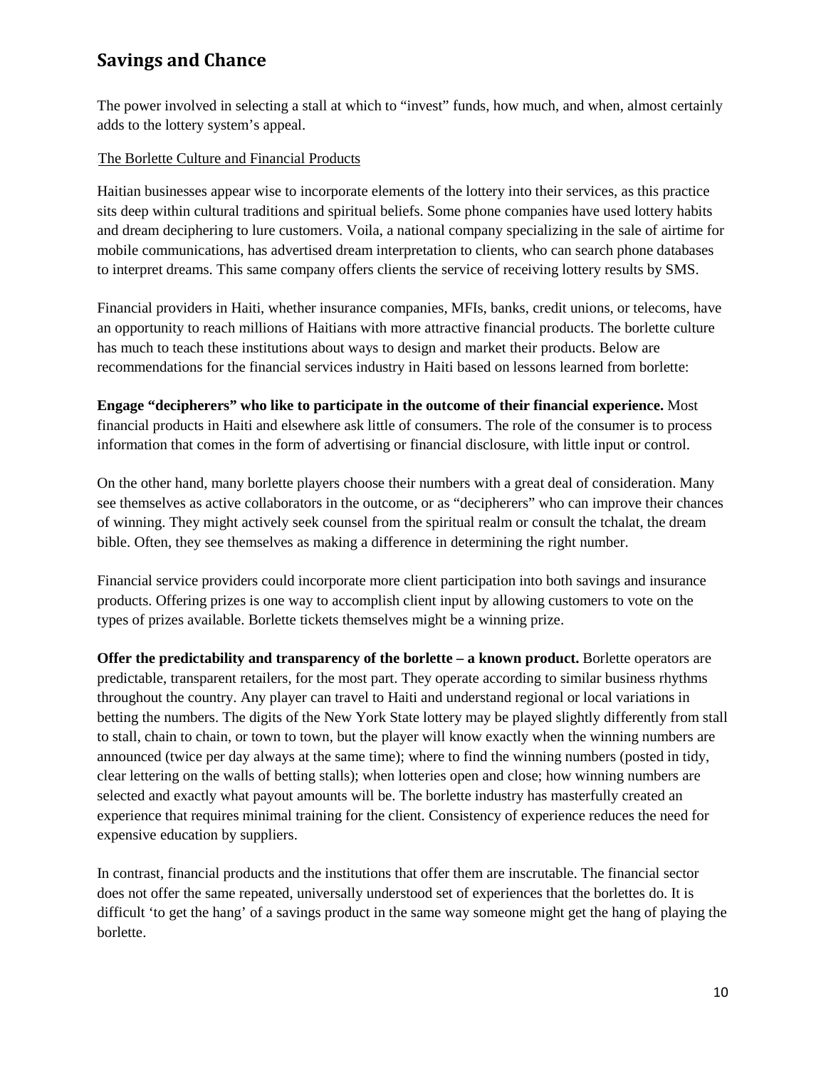## Savings and Chance

The power involved in selecting a stall at which to "invest" funds, how much, and when, almost certainly adds to the lottery system's appeal.

### The Borlette Culture and Financial Products

Haitian businesses appear wise to incorporate elements of the lottery into their services, as this practice sits deep within cultural traditions and spiritual beliefs. Some phone companies have used lottery habits and dream deciphering to lure customers. Voila, a national company specializing in the sale of airtime for mobile communications, has advertised dream interpretation to clients, who can search phone databases to interpret dreams. This same company offers clients the service of receiving lottery results by SMS.

Financial providers in Haiti, whether insurance companies, MFIs, banks, credit unions, or telecoms, have an opportunity to reach millions of Haitians with more attractive financial products. The borlette culture has much to teach these institutions about ways to design and market their products. Below are recommendations for the financial services industry in Haiti based on lessons learned from borlette:

**Engage "decipherers" who like to participate in the outcome of their financial experience.** Most financial products in Haiti and elsewhere ask little of consumers. The role of the consumer is to process information that comes in the form of advertising or financial disclosure, with little input or control.

On the other hand, many borlette players choose their numbers with a great deal of consideration. Many see themselves as active collaborators in the outcome, or as "decipherers" who can improve their chances of winning. They might actively seek counsel from the spiritual realm or consult the tchalat, the dream bible. Often, they see themselves as making a difference in determining the right number.

Financial service providers could incorporate more client participation into both savings and insurance products. Offering prizes is one way to accomplish client input by allowing customers to vote on the types of prizes available. Borlette tickets themselves might be a winning prize.

**Offer the predictability and transparency of the borlette – a known product.** Borlette operators are predictable, transparent retailers, for the most part. They operate according to similar business rhythms throughout the country. Any player can travel to Haiti and understand regional or local variations in betting the numbers. The digits of the New York State lottery may be played slightly differently from stall to stall, chain to chain, or town to town, but the player will know exactly when the winning numbers are announced (twice per day always at the same time); where to find the winning numbers (posted in tidy, clear lettering on the walls of betting stalls); when lotteries open and close; how winning numbers are selected and exactly what payout amounts will be. The borlette industry has masterfully created an experience that requires minimal training for the client. Consistency of experience reduces the need for expensive education by suppliers.

In contrast, financial products and the institutions that offer them are inscrutable. The financial sector does not offer the same repeated, universally understood set of experiences that the borlettes do. It is difficult 'to get the hang' of a savings product in the same way someone might get the hang of playing the borlette.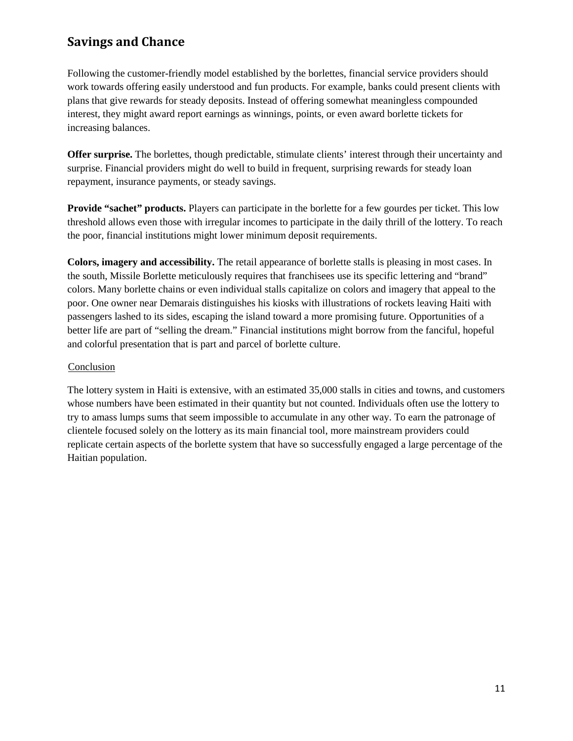## Savings and Chance

Following the customer-friendly model established by the borlettes, financial service providers should work towards offering easily understood and fun products. For example, banks could present clients with plans that give rewards for steady deposits. Instead of offering somewhat meaningless compounded interest, they might award report earnings as winnings, points, or even award borlette tickets for increasing balances.

**Offer surprise.** The borlettes, though predictable, stimulate clients' interest through their uncertainty and surprise. Financial providers might do well to build in frequent, surprising rewards for steady loan repayment, insurance payments, or steady savings.

**Provide "sachet" products.** Players can participate in the borlette for a few gourdes per ticket. This low threshold allows even those with irregular incomes to participate in the daily thrill of the lottery. To reach the poor, financial institutions might lower minimum deposit requirements.

**Colors, imagery and accessibility.** The retail appearance of borlette stalls is pleasing in most cases. In the south, Missile Borlette meticulously requires that franchisees use its specific lettering and "brand" colors. Many borlette chains or even individual stalls capitalize on colors and imagery that appeal to the poor. One owner near Demarais distinguishes his kiosks with illustrations of rockets leaving Haiti with passengers lashed to its sides, escaping the island toward a more promising future. Opportunities of a better life are part of "selling the dream." Financial institutions might borrow from the fanciful, hopeful and colorful presentation that is part and parcel of borlette culture.

### Conclusion

The lottery system in Haiti is extensive, with an estimated 35,000 stalls in cities and towns, and customers whose numbers have been estimated in their quantity but not counted. Individuals often use the lottery to try to amass lumps sums that seem impossible to accumulate in any other way. To earn the patronage of clientele focused solely on the lottery as its main financial tool, more mainstream providers could replicate certain aspects of the borlette system that have so successfully engaged a large percentage of the Haitian population.